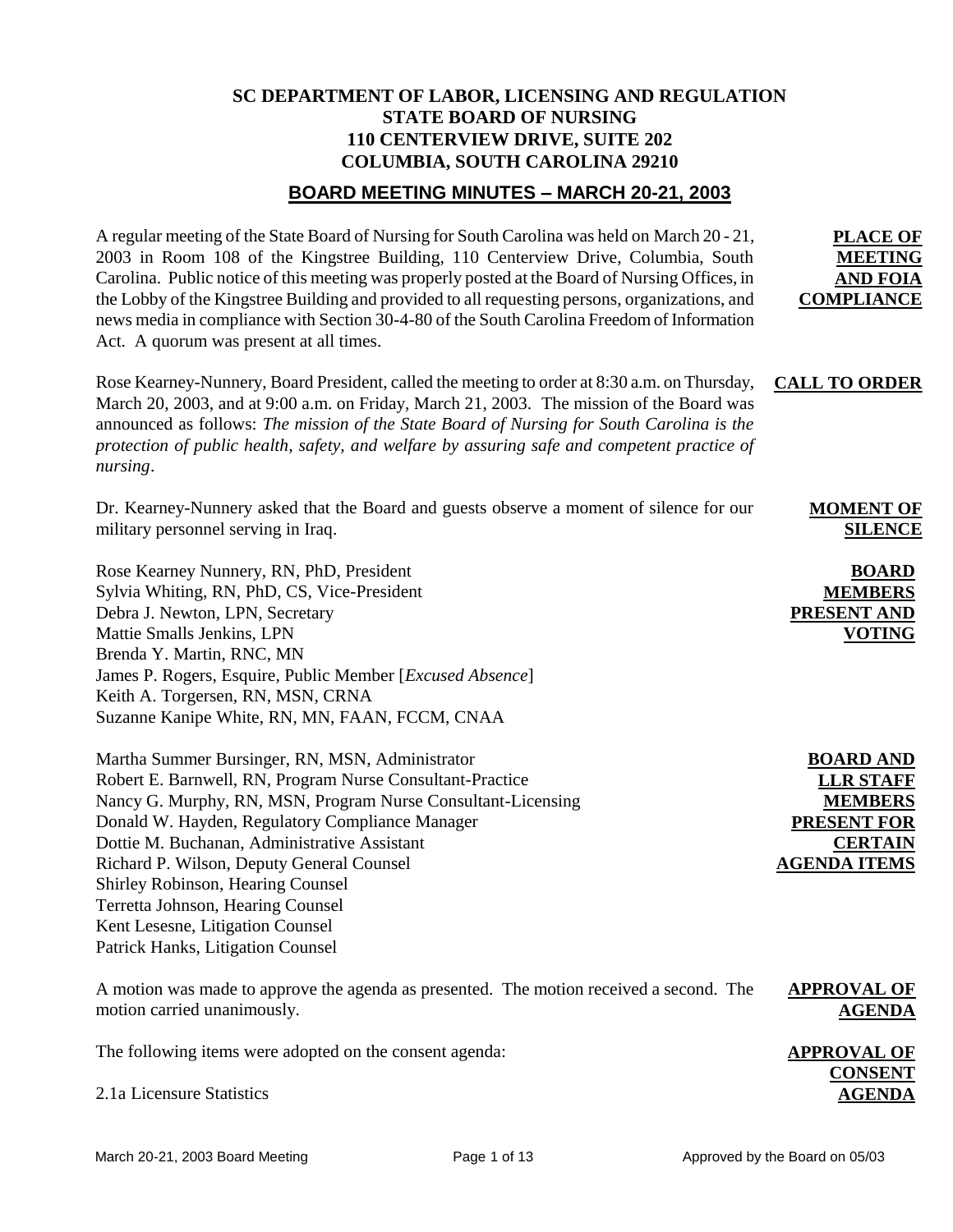# SC DEPARTMENT OF LABOR, LICENSING AND REGULATION
## STATE BOARD OF NURSING
## 110 CENTERVIEW DRIVE, SUITE 202
## COLUMBIA, SOUTH CAROLINA 29210

## BOARD MEETING MINUTES – MARCH 20-21, 2003

**PLACE OF MEETING AND FOIA COMPLIANCE**

A regular meeting of the State Board of Nursing for South Carolina was held on March 20 - 21, 2003 in Room 108 of the Kingstree Building, 110 Centerview Drive, Columbia, South Carolina. Public notice of this meeting was properly posted at the Board of Nursing Offices, in the Lobby of the Kingstree Building and provided to all requesting persons, organizations, and news media in compliance with Section 30-4-80 of the South Carolina Freedom of Information Act. A quorum was present at all times.

**CALL TO ORDER**

Rose Kearney-Nunnery, Board President, called the meeting to order at 8:30 a.m. on Thursday, March 20, 2003, and at 9:00 a.m. on Friday, March 21, 2003. The mission of the Board was announced as follows: *The mission of the State Board of Nursing for South Carolina is the protection of public health, safety, and welfare by assuring safe and competent practice of nursing*.

**MOMENT OF SILENCE**

Dr. Kearney-Nunnery asked that the Board and guests observe a moment of silence for our military personnel serving in Iraq.

**BOARD MEMBERS PRESENT AND VOTING**

Rose Kearney Nunnery, RN, PhD, President
Sylvia Whiting, RN, PhD, CS, Vice-President
Debra J. Newton, LPN, Secretary
Mattie Smalls Jenkins, LPN
Brenda Y. Martin, RNC, MN
James P. Rogers, Esquire, Public Member [*Excused Absence*]
Keith A. Torgersen, RN, MSN, CRNA
Suzanne Kanipe White, RN, MN, FAAN, FCCM, CNAA

**BOARD AND LLR STAFF MEMBERS PRESENT FOR CERTAIN AGENDA ITEMS**

Martha Summer Bursinger, RN, MSN, Administrator
Robert E. Barnwell, RN, Program Nurse Consultant-Practice
Nancy G. Murphy, RN, MSN, Program Nurse Consultant-Licensing
Donald W. Hayden, Regulatory Compliance Manager
Dottie M. Buchanan, Administrative Assistant
Richard P. Wilson, Deputy General Counsel
Shirley Robinson, Hearing Counsel
Terretta Johnson, Hearing Counsel
Kent Lesesne, Litigation Counsel
Patrick Hanks, Litigation Counsel

**APPROVAL OF AGENDA**

A motion was made to approve the agenda as presented. The motion received a second. The motion carried unanimously.

**APPROVAL OF CONSENT AGENDA**

The following items were adopted on the consent agenda:

2.1a Licensure Statistics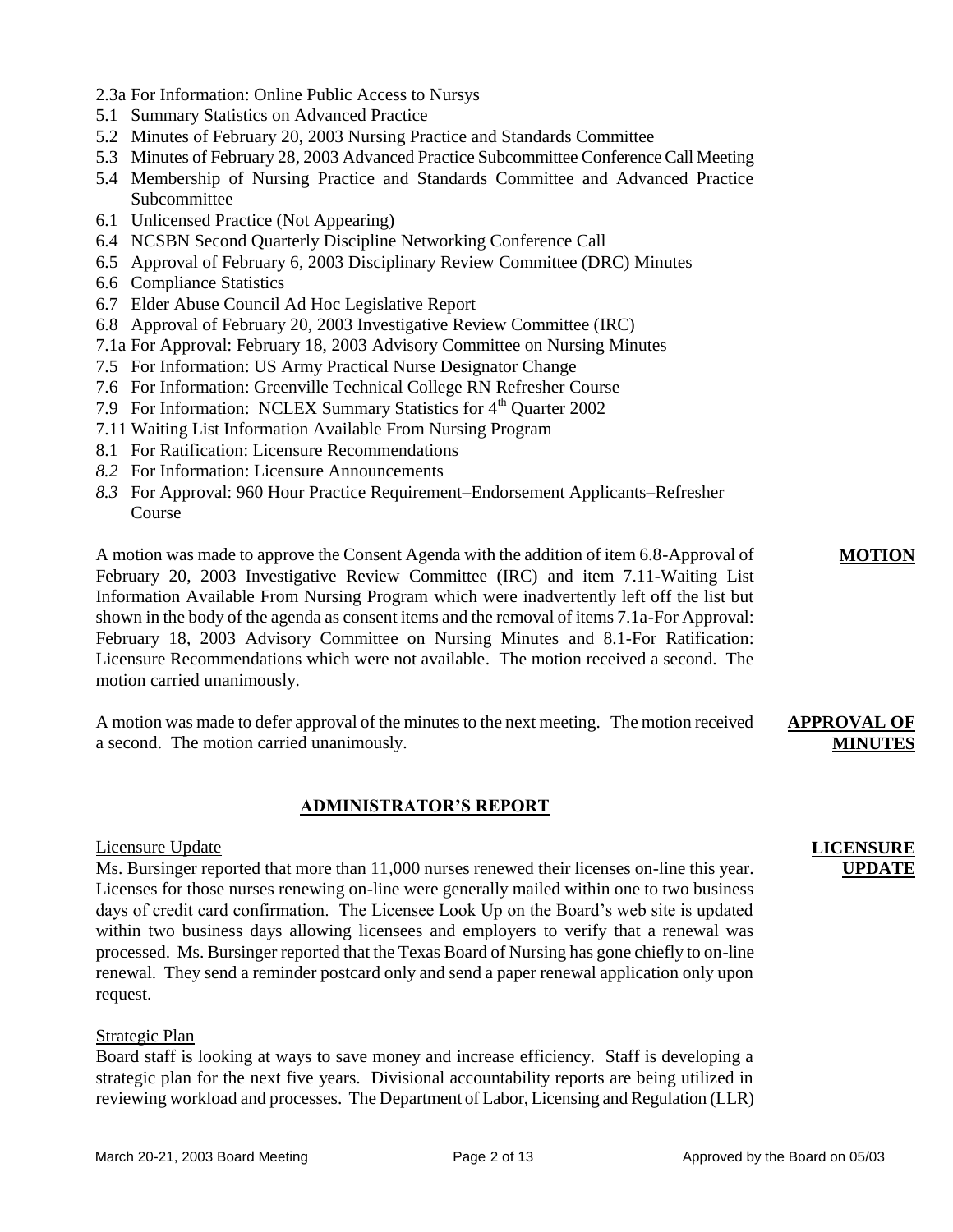- 2.3a For Information: Online Public Access to Nursys
- 5.1 Summary Statistics on Advanced Practice
- 5.2 Minutes of February 20, 2003 Nursing Practice and Standards Committee
- 5.3 Minutes of February 28, 2003 Advanced Practice Subcommittee Conference Call Meeting
- 5.4 Membership of Nursing Practice and Standards Committee and Advanced Practice Subcommittee
- 6.1 Unlicensed Practice (Not Appearing)
- 6.4 NCSBN Second Quarterly Discipline Networking Conference Call
- 6.5 Approval of February 6, 2003 Disciplinary Review Committee (DRC) Minutes
- 6.6 Compliance Statistics
- 6.7 Elder Abuse Council Ad Hoc Legislative Report
- 6.8 Approval of February 20, 2003 Investigative Review Committee (IRC)
- 7.1a For Approval: February 18, 2003 Advisory Committee on Nursing Minutes
- 7.5 For Information: US Army Practical Nurse Designator Change
- 7.6 For Information: Greenville Technical College RN Refresher Course
- 7.9 For Information: NCLEX Summary Statistics for 4th Quarter 2002
- 7.11 Waiting List Information Available From Nursing Program
- 8.1 For Ratification: Licensure Recommendations
- *8.2* For Information: Licensure Announcements
- *8.3* For Approval: 960 Hour Practice Requirement–Endorsement Applicants–Refresher Course

**MOTION**

A motion was made to approve the Consent Agenda with the addition of item 6.8-Approval of February 20, 2003 Investigative Review Committee (IRC) and item 7.11-Waiting List Information Available From Nursing Program which were inadvertently left off the list but shown in the body of the agenda as consent items and the removal of items 7.1a-For Approval: February 18, 2003 Advisory Committee on Nursing Minutes and 8.1-For Ratification: Licensure Recommendations which were not available. The motion received a second. The motion carried unanimously.

**APPROVAL OF MINUTES**

A motion was made to defer approval of the minutes to the next meeting. The motion received a second. The motion carried unanimously.

## ADMINISTRATOR'S REPORT

**LICENSURE UPDATE**

Licensure Update

Ms. Bursinger reported that more than 11,000 nurses renewed their licenses on-line this year. Licenses for those nurses renewing on-line were generally mailed within one to two business days of credit card confirmation. The Licensee Look Up on the Board's web site is updated within two business days allowing licensees and employers to verify that a renewal was processed. Ms. Bursinger reported that the Texas Board of Nursing has gone chiefly to on-line renewal. They send a reminder postcard only and send a paper renewal application only upon request.

Strategic Plan

Board staff is looking at ways to save money and increase efficiency. Staff is developing a strategic plan for the next five years. Divisional accountability reports are being utilized in reviewing workload and processes. The Department of Labor, Licensing and Regulation (LLR)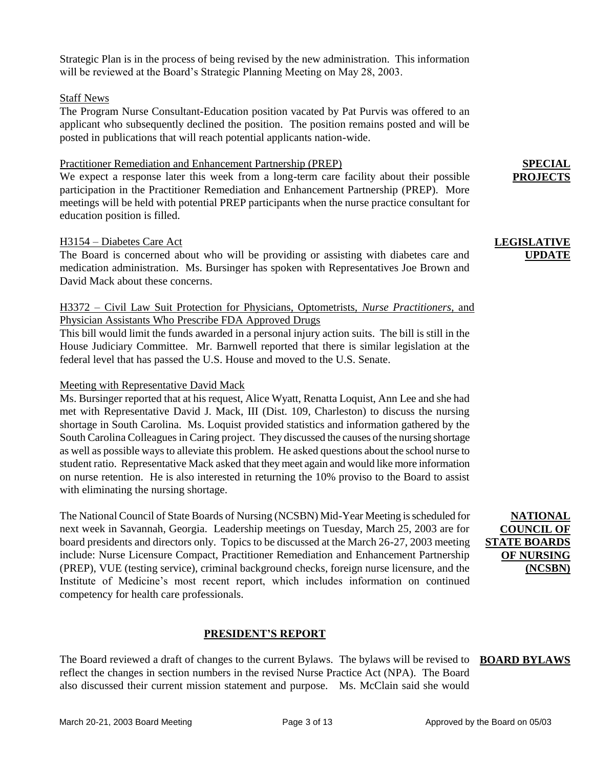Strategic Plan is in the process of being revised by the new administration. This information will be reviewed at the Board's Strategic Planning Meeting on May 28, 2003.

Staff News

The Program Nurse Consultant-Education position vacated by Pat Purvis was offered to an applicant who subsequently declined the position. The position remains posted and will be posted in publications that will reach potential applicants nation-wide.

**SPECIAL PROJECTS**

Practitioner Remediation and Enhancement Partnership (PREP)

We expect a response later this week from a long-term care facility about their possible participation in the Practitioner Remediation and Enhancement Partnership (PREP). More meetings will be held with potential PREP participants when the nurse practice consultant for education position is filled.

**LEGISLATIVE UPDATE**

H3154 – Diabetes Care Act

The Board is concerned about who will be providing or assisting with diabetes care and medication administration. Ms. Bursinger has spoken with Representatives Joe Brown and David Mack about these concerns.

H3372 – Civil Law Suit Protection for Physicians, Optometrists, *Nurse Practitioners*, and Physician Assistants Who Prescribe FDA Approved Drugs

This bill would limit the funds awarded in a personal injury action suits. The bill is still in the House Judiciary Committee. Mr. Barnwell reported that there is similar legislation at the federal level that has passed the U.S. House and moved to the U.S. Senate.

Meeting with Representative David Mack

Ms. Bursinger reported that at his request, Alice Wyatt, Renatta Loquist, Ann Lee and she had met with Representative David J. Mack, III (Dist. 109, Charleston) to discuss the nursing shortage in South Carolina. Ms. Loquist provided statistics and information gathered by the South Carolina Colleagues in Caring project. They discussed the causes of the nursing shortage as well as possible ways to alleviate this problem. He asked questions about the school nurse to student ratio. Representative Mack asked that they meet again and would like more information on nurse retention. He is also interested in returning the 10% proviso to the Board to assist with eliminating the nursing shortage.

**NATIONAL COUNCIL OF STATE BOARDS OF NURSING (NCSBN)**

The National Council of State Boards of Nursing (NCSBN) Mid-Year Meeting is scheduled for next week in Savannah, Georgia. Leadership meetings on Tuesday, March 25, 2003 are for board presidents and directors only. Topics to be discussed at the March 26-27, 2003 meeting include: Nurse Licensure Compact, Practitioner Remediation and Enhancement Partnership (PREP), VUE (testing service), criminal background checks, foreign nurse licensure, and the Institute of Medicine's most recent report, which includes information on continued competency for health care professionals.

## PRESIDENT'S REPORT

**BOARD BYLAWS**

The Board reviewed a draft of changes to the current Bylaws. The bylaws will be revised to reflect the changes in section numbers in the revised Nurse Practice Act (NPA). The Board also discussed their current mission statement and purpose. Ms. McClain said she would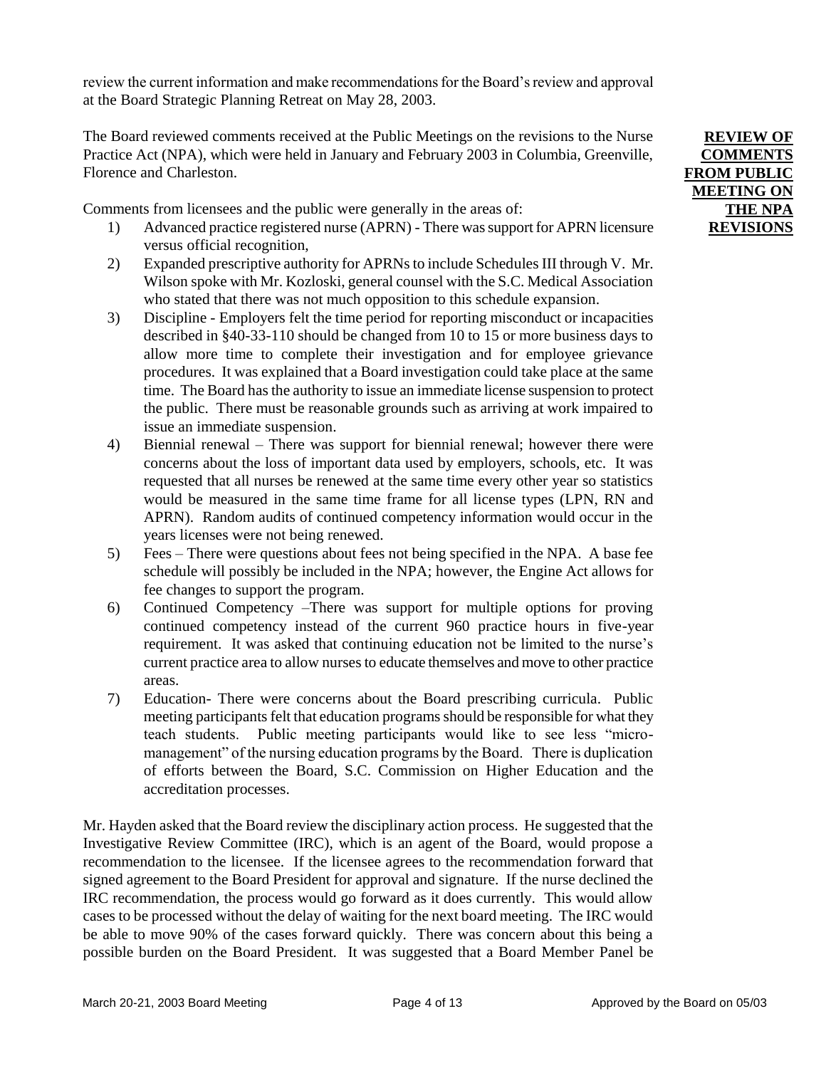review the current information and make recommendations for the Board's review and approval at the Board Strategic Planning Retreat on May 28, 2003.

**REVIEW OF COMMENTS FROM PUBLIC MEETING ON THE NPA REVISIONS**

The Board reviewed comments received at the Public Meetings on the revisions to the Nurse Practice Act (NPA), which were held in January and February 2003 in Columbia, Greenville, Florence and Charleston.

Comments from licensees and the public were generally in the areas of:

1) Advanced practice registered nurse (APRN) - There was support for APRN licensure versus official recognition,
2) Expanded prescriptive authority for APRNs to include Schedules III through V. Mr. Wilson spoke with Mr. Kozloski, general counsel with the S.C. Medical Association who stated that there was not much opposition to this schedule expansion.
3) Discipline - Employers felt the time period for reporting misconduct or incapacities described in §40-33-110 should be changed from 10 to 15 or more business days to allow more time to complete their investigation and for employee grievance procedures. It was explained that a Board investigation could take place at the same time. The Board has the authority to issue an immediate license suspension to protect the public. There must be reasonable grounds such as arriving at work impaired to issue an immediate suspension.
4) Biennial renewal – There was support for biennial renewal; however there were concerns about the loss of important data used by employers, schools, etc. It was requested that all nurses be renewed at the same time every other year so statistics would be measured in the same time frame for all license types (LPN, RN and APRN). Random audits of continued competency information would occur in the years licenses were not being renewed.
5) Fees – There were questions about fees not being specified in the NPA. A base fee schedule will possibly be included in the NPA; however, the Engine Act allows for fee changes to support the program.
6) Continued Competency –There was support for multiple options for proving continued competency instead of the current 960 practice hours in five-year requirement. It was asked that continuing education not be limited to the nurse's current practice area to allow nurses to educate themselves and move to other practice areas.
7) Education- There were concerns about the Board prescribing curricula. Public meeting participants felt that education programs should be responsible for what they teach students. Public meeting participants would like to see less "micro-management" of the nursing education programs by the Board. There is duplication of efforts between the Board, S.C. Commission on Higher Education and the accreditation processes.

Mr. Hayden asked that the Board review the disciplinary action process. He suggested that the Investigative Review Committee (IRC), which is an agent of the Board, would propose a recommendation to the licensee. If the licensee agrees to the recommendation forward that signed agreement to the Board President for approval and signature. If the nurse declined the IRC recommendation, the process would go forward as it does currently. This would allow cases to be processed without the delay of waiting for the next board meeting. The IRC would be able to move 90% of the cases forward quickly. There was concern about this being a possible burden on the Board President. It was suggested that a Board Member Panel be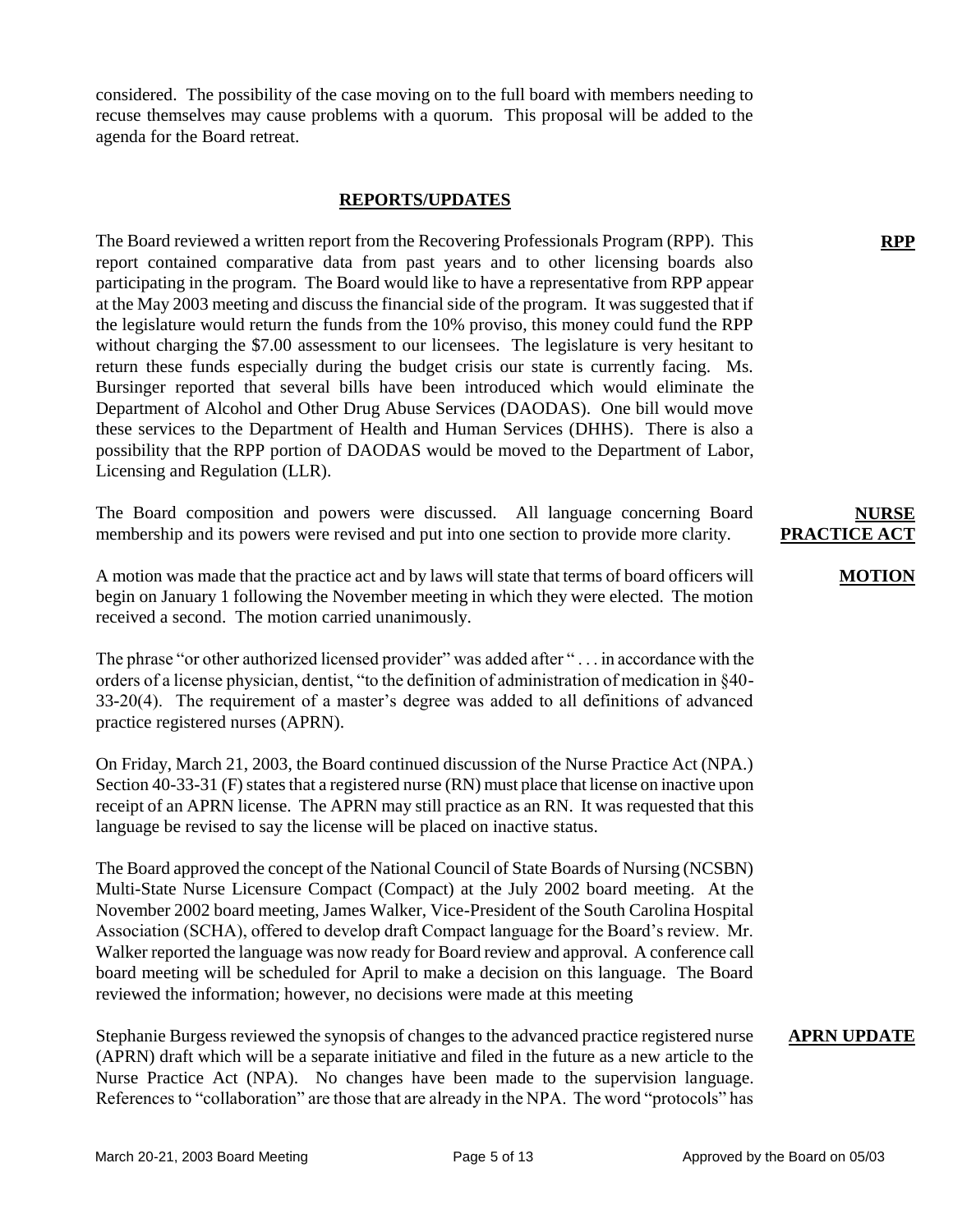considered. The possibility of the case moving on to the full board with members needing to recuse themselves may cause problems with a quorum. This proposal will be added to the agenda for the Board retreat.

## REPORTS/UPDATES

**RPP**

The Board reviewed a written report from the Recovering Professionals Program (RPP). This report contained comparative data from past years and to other licensing boards also participating in the program. The Board would like to have a representative from RPP appear at the May 2003 meeting and discuss the financial side of the program. It was suggested that if the legislature would return the funds from the 10% proviso, this money could fund the RPP without charging the $7.00 assessment to our licensees. The legislature is very hesitant to return these funds especially during the budget crisis our state is currently facing. Ms. Bursinger reported that several bills have been introduced which would eliminate the Department of Alcohol and Other Drug Abuse Services (DAODAS). One bill would move these services to the Department of Health and Human Services (DHHS). There is also a possibility that the RPP portion of DAODAS would be moved to the Department of Labor, Licensing and Regulation (LLR).

**NURSE PRACTICE ACT**

The Board composition and powers were discussed. All language concerning Board membership and its powers were revised and put into one section to provide more clarity.

**MOTION**

A motion was made that the practice act and by laws will state that terms of board officers will begin on January 1 following the November meeting in which they were elected. The motion received a second. The motion carried unanimously.

The phrase "or other authorized licensed provider" was added after " . . . in accordance with the orders of a license physician, dentist, "to the definition of administration of medication in §40-33-20(4). The requirement of a master's degree was added to all definitions of advanced practice registered nurses (APRN).

On Friday, March 21, 2003, the Board continued discussion of the Nurse Practice Act (NPA.) Section 40-33-31 (F) states that a registered nurse (RN) must place that license on inactive upon receipt of an APRN license. The APRN may still practice as an RN. It was requested that this language be revised to say the license will be placed on inactive status.

The Board approved the concept of the National Council of State Boards of Nursing (NCSBN) Multi-State Nurse Licensure Compact (Compact) at the July 2002 board meeting. At the November 2002 board meeting, James Walker, Vice-President of the South Carolina Hospital Association (SCHA), offered to develop draft Compact language for the Board's review. Mr. Walker reported the language was now ready for Board review and approval. A conference call board meeting will be scheduled for April to make a decision on this language. The Board reviewed the information; however, no decisions were made at this meeting

**APRN UPDATE**

Stephanie Burgess reviewed the synopsis of changes to the advanced practice registered nurse (APRN) draft which will be a separate initiative and filed in the future as a new article to the Nurse Practice Act (NPA). No changes have been made to the supervision language. References to "collaboration" are those that are already in the NPA. The word "protocols" has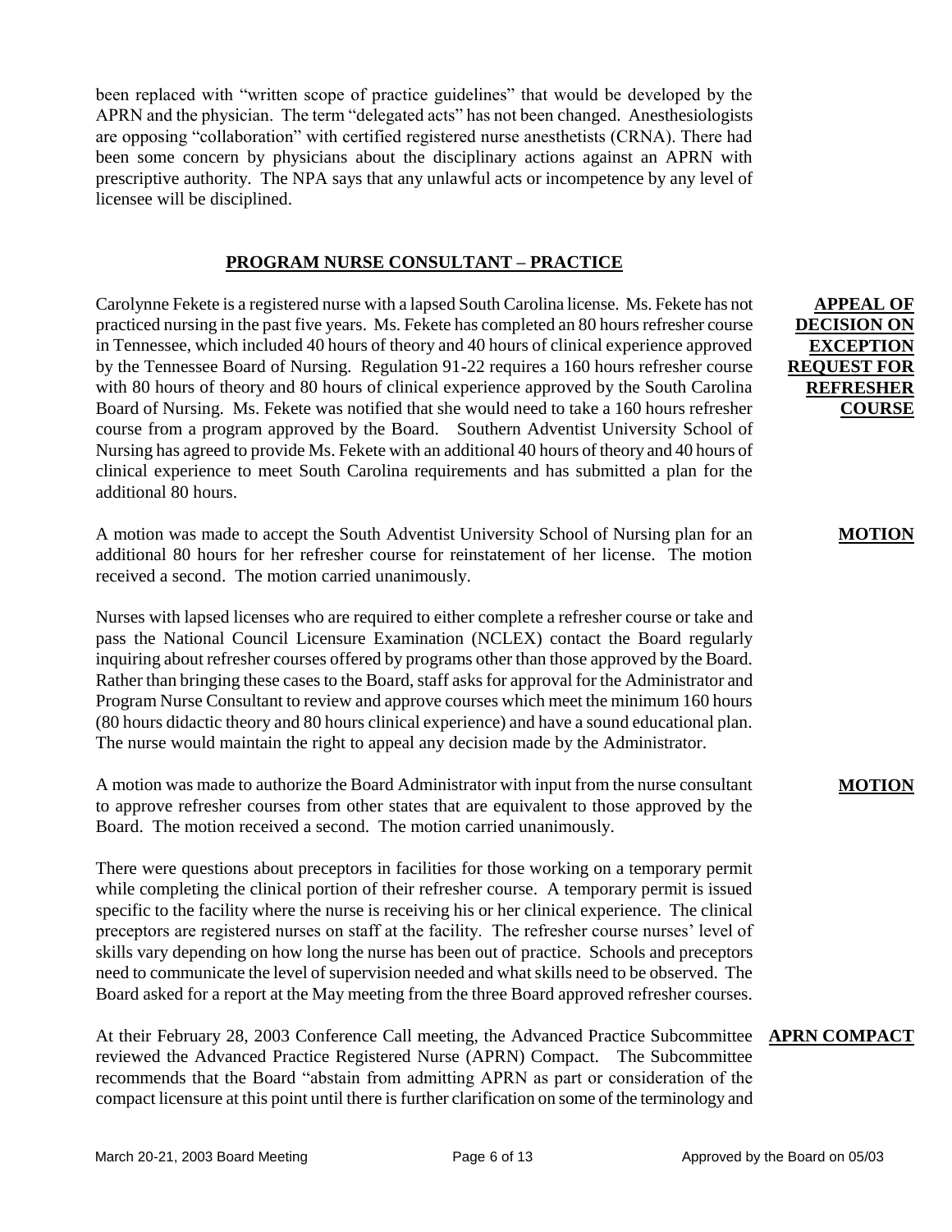been replaced with "written scope of practice guidelines" that would be developed by the APRN and the physician. The term "delegated acts" has not been changed. Anesthesiologists are opposing "collaboration" with certified registered nurse anesthetists (CRNA). There had been some concern by physicians about the disciplinary actions against an APRN with prescriptive authority. The NPA says that any unlawful acts or incompetence by any level of licensee will be disciplined.

## PROGRAM NURSE CONSULTANT – PRACTICE

**APPEAL OF DECISION ON EXCEPTION REQUEST FOR REFRESHER COURSE**

Carolynne Fekete is a registered nurse with a lapsed South Carolina license. Ms. Fekete has not practiced nursing in the past five years. Ms. Fekete has completed an 80 hours refresher course in Tennessee, which included 40 hours of theory and 40 hours of clinical experience approved by the Tennessee Board of Nursing. Regulation 91-22 requires a 160 hours refresher course with 80 hours of theory and 80 hours of clinical experience approved by the South Carolina Board of Nursing. Ms. Fekete was notified that she would need to take a 160 hours refresher course from a program approved by the Board. Southern Adventist University School of Nursing has agreed to provide Ms. Fekete with an additional 40 hours of theory and 40 hours of clinical experience to meet South Carolina requirements and has submitted a plan for the additional 80 hours.

**MOTION**

A motion was made to accept the South Adventist University School of Nursing plan for an additional 80 hours for her refresher course for reinstatement of her license. The motion received a second. The motion carried unanimously.

Nurses with lapsed licenses who are required to either complete a refresher course or take and pass the National Council Licensure Examination (NCLEX) contact the Board regularly inquiring about refresher courses offered by programs other than those approved by the Board. Rather than bringing these cases to the Board, staff asks for approval for the Administrator and Program Nurse Consultant to review and approve courses which meet the minimum 160 hours (80 hours didactic theory and 80 hours clinical experience) and have a sound educational plan. The nurse would maintain the right to appeal any decision made by the Administrator.

**MOTION**

A motion was made to authorize the Board Administrator with input from the nurse consultant to approve refresher courses from other states that are equivalent to those approved by the Board. The motion received a second. The motion carried unanimously.

There were questions about preceptors in facilities for those working on a temporary permit while completing the clinical portion of their refresher course. A temporary permit is issued specific to the facility where the nurse is receiving his or her clinical experience. The clinical preceptors are registered nurses on staff at the facility. The refresher course nurses' level of skills vary depending on how long the nurse has been out of practice. Schools and preceptors need to communicate the level of supervision needed and what skills need to be observed. The Board asked for a report at the May meeting from the three Board approved refresher courses.

**APRN COMPACT**

At their February 28, 2003 Conference Call meeting, the Advanced Practice Subcommittee reviewed the Advanced Practice Registered Nurse (APRN) Compact. The Subcommittee recommends that the Board "abstain from admitting APRN as part or consideration of the compact licensure at this point until there is further clarification on some of the terminology and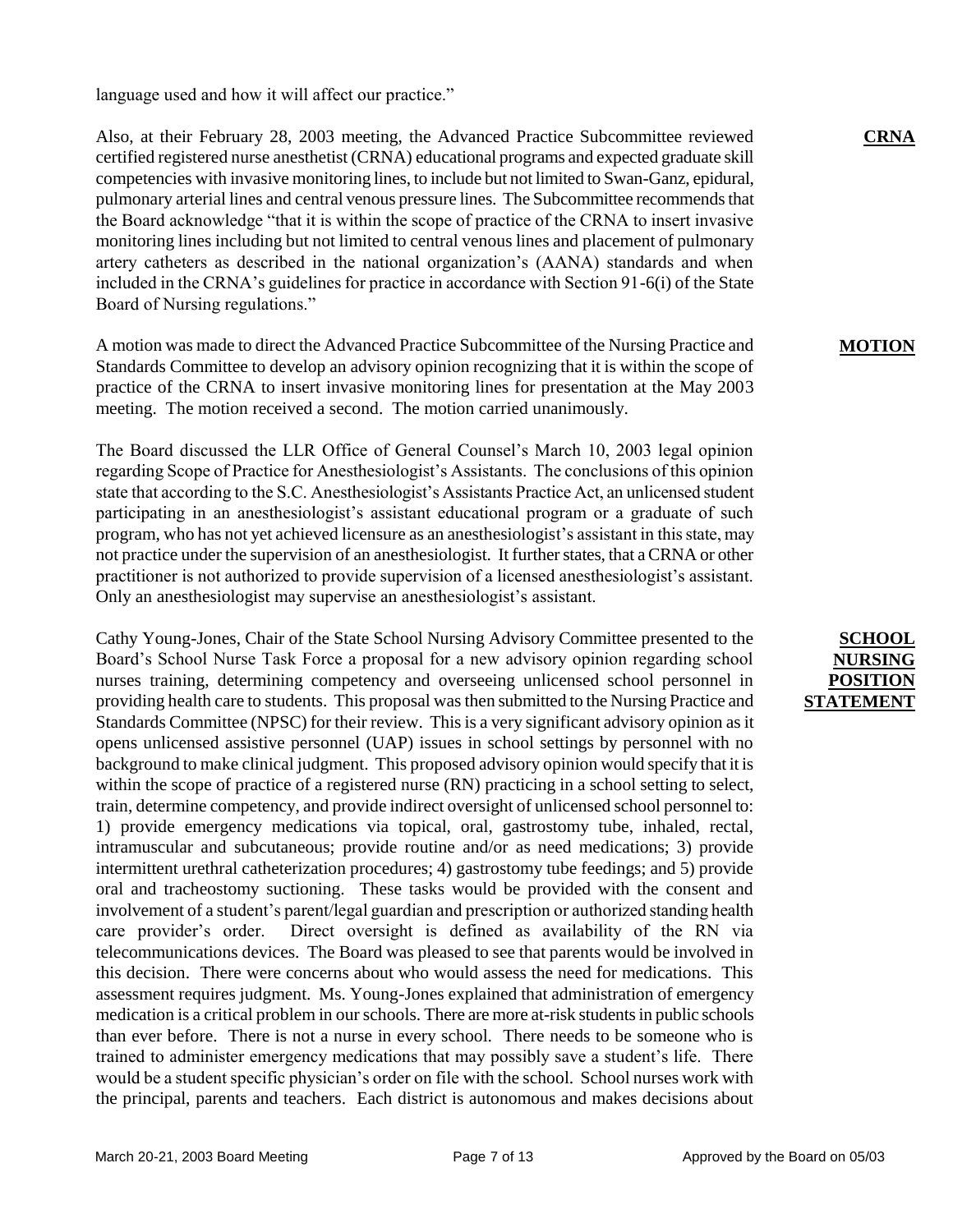language used and how it will affect our practice."

**CRNA**

Also, at their February 28, 2003 meeting, the Advanced Practice Subcommittee reviewed certified registered nurse anesthetist (CRNA) educational programs and expected graduate skill competencies with invasive monitoring lines, to include but not limited to Swan-Ganz, epidural, pulmonary arterial lines and central venous pressure lines. The Subcommittee recommends that the Board acknowledge "that it is within the scope of practice of the CRNA to insert invasive monitoring lines including but not limited to central venous lines and placement of pulmonary artery catheters as described in the national organization's (AANA) standards and when included in the CRNA's guidelines for practice in accordance with Section 91-6(i) of the State Board of Nursing regulations."

**MOTION**

A motion was made to direct the Advanced Practice Subcommittee of the Nursing Practice and Standards Committee to develop an advisory opinion recognizing that it is within the scope of practice of the CRNA to insert invasive monitoring lines for presentation at the May 2003 meeting. The motion received a second. The motion carried unanimously.

The Board discussed the LLR Office of General Counsel's March 10, 2003 legal opinion regarding Scope of Practice for Anesthesiologist's Assistants. The conclusions of this opinion state that according to the S.C. Anesthesiologist's Assistants Practice Act, an unlicensed student participating in an anesthesiologist's assistant educational program or a graduate of such program, who has not yet achieved licensure as an anesthesiologist's assistant in this state, may not practice under the supervision of an anesthesiologist. It further states, that a CRNA or other practitioner is not authorized to provide supervision of a licensed anesthesiologist's assistant. Only an anesthesiologist may supervise an anesthesiologist's assistant.

**SCHOOL NURSING POSITION STATEMENT**

Cathy Young-Jones, Chair of the State School Nursing Advisory Committee presented to the Board's School Nurse Task Force a proposal for a new advisory opinion regarding school nurses training, determining competency and overseeing unlicensed school personnel in providing health care to students. This proposal was then submitted to the Nursing Practice and Standards Committee (NPSC) for their review. This is a very significant advisory opinion as it opens unlicensed assistive personnel (UAP) issues in school settings by personnel with no background to make clinical judgment. This proposed advisory opinion would specify that it is within the scope of practice of a registered nurse (RN) practicing in a school setting to select, train, determine competency, and provide indirect oversight of unlicensed school personnel to: 1) provide emergency medications via topical, oral, gastrostomy tube, inhaled, rectal, intramuscular and subcutaneous; provide routine and/or as need medications; 3) provide intermittent urethral catheterization procedures; 4) gastrostomy tube feedings; and 5) provide oral and tracheostomy suctioning. These tasks would be provided with the consent and involvement of a student's parent/legal guardian and prescription or authorized standing health care provider's order. Direct oversight is defined as availability of the RN via telecommunications devices. The Board was pleased to see that parents would be involved in this decision. There were concerns about who would assess the need for medications. This assessment requires judgment. Ms. Young-Jones explained that administration of emergency medication is a critical problem in our schools. There are more at-risk students in public schools than ever before. There is not a nurse in every school. There needs to be someone who is trained to administer emergency medications that may possibly save a student's life. There would be a student specific physician's order on file with the school. School nurses work with the principal, parents and teachers. Each district is autonomous and makes decisions about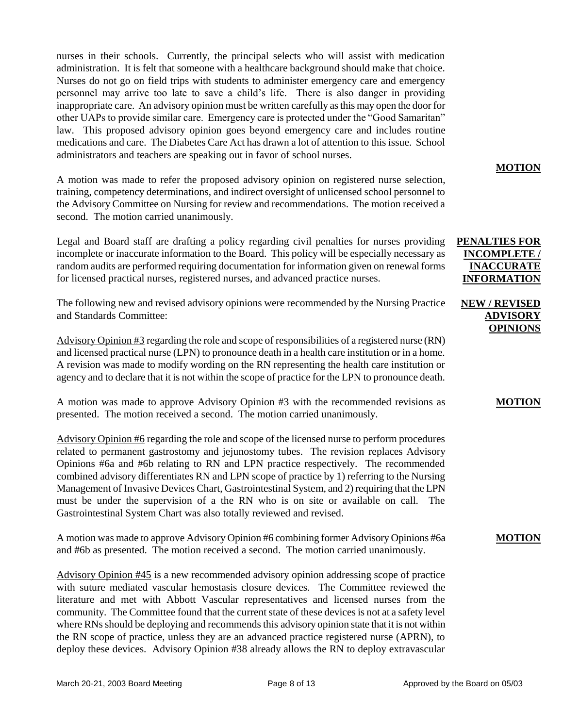nurses in their schools. Currently, the principal selects who will assist with medication administration. It is felt that someone with a healthcare background should make that choice. Nurses do not go on field trips with students to administer emergency care and emergency personnel may arrive too late to save a child's life. There is also danger in providing inappropriate care. An advisory opinion must be written carefully as this may open the door for other UAPs to provide similar care. Emergency care is protected under the "Good Samaritan" law. This proposed advisory opinion goes beyond emergency care and includes routine medications and care. The Diabetes Care Act has drawn a lot of attention to this issue. School administrators and teachers are speaking out in favor of school nurses.

**MOTION**

A motion was made to refer the proposed advisory opinion on registered nurse selection, training, competency determinations, and indirect oversight of unlicensed school personnel to the Advisory Committee on Nursing for review and recommendations. The motion received a second. The motion carried unanimously.

**PENALTIES FOR INCOMPLETE / INACCURATE INFORMATION**

Legal and Board staff are drafting a policy regarding civil penalties for nurses providing incomplete or inaccurate information to the Board. This policy will be especially necessary as random audits are performed requiring documentation for information given on renewal forms for licensed practical nurses, registered nurses, and advanced practice nurses.

**NEW / REVISED ADVISORY OPINIONS**

The following new and revised advisory opinions were recommended by the Nursing Practice and Standards Committee:

Advisory Opinion #3 regarding the role and scope of responsibilities of a registered nurse (RN) and licensed practical nurse (LPN) to pronounce death in a health care institution or in a home. A revision was made to modify wording on the RN representing the health care institution or agency and to declare that it is not within the scope of practice for the LPN to pronounce death.

**MOTION**

A motion was made to approve Advisory Opinion #3 with the recommended revisions as presented. The motion received a second. The motion carried unanimously.

Advisory Opinion #6 regarding the role and scope of the licensed nurse to perform procedures related to permanent gastrostomy and jejunostomy tubes. The revision replaces Advisory Opinions #6a and #6b relating to RN and LPN practice respectively. The recommended combined advisory differentiates RN and LPN scope of practice by 1) referring to the Nursing Management of Invasive Devices Chart, Gastrointestinal System, and 2) requiring that the LPN must be under the supervision of a the RN who is on site or available on call. The Gastrointestinal System Chart was also totally reviewed and revised.

**MOTION**

A motion was made to approve Advisory Opinion #6 combining former Advisory Opinions #6a and #6b as presented. The motion received a second. The motion carried unanimously.

Advisory Opinion #45 is a new recommended advisory opinion addressing scope of practice with suture mediated vascular hemostasis closure devices. The Committee reviewed the literature and met with Abbott Vascular representatives and licensed nurses from the community. The Committee found that the current state of these devices is not at a safety level where RNs should be deploying and recommends this advisory opinion state that it is not within the RN scope of practice, unless they are an advanced practice registered nurse (APRN), to deploy these devices. Advisory Opinion #38 already allows the RN to deploy extravascular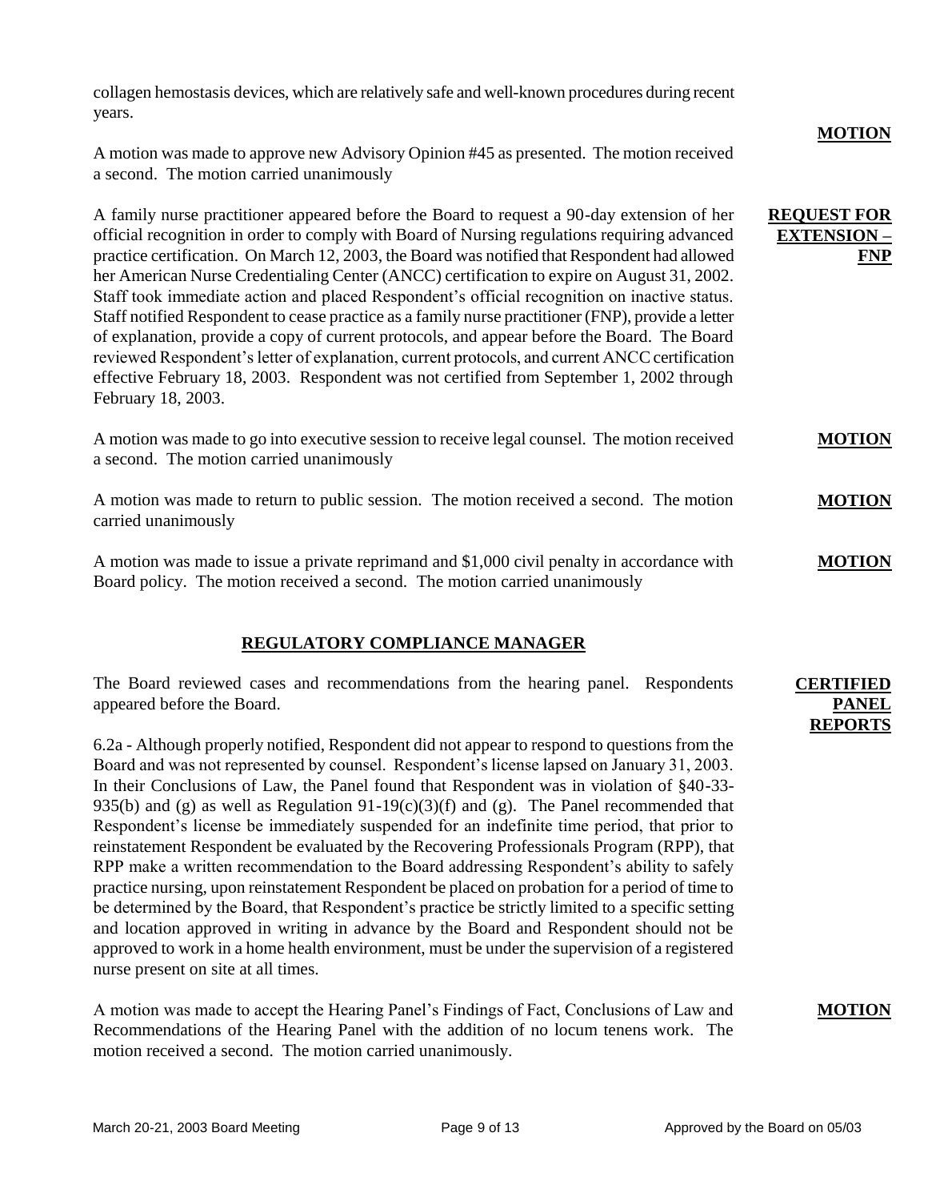collagen hemostasis devices, which are relatively safe and well-known procedures during recent years.

**MOTION**

A motion was made to approve new Advisory Opinion #45 as presented. The motion received a second. The motion carried unanimously

**REQUEST FOR EXTENSION – FNP**

A family nurse practitioner appeared before the Board to request a 90-day extension of her official recognition in order to comply with Board of Nursing regulations requiring advanced practice certification. On March 12, 2003, the Board was notified that Respondent had allowed her American Nurse Credentialing Center (ANCC) certification to expire on August 31, 2002. Staff took immediate action and placed Respondent's official recognition on inactive status. Staff notified Respondent to cease practice as a family nurse practitioner (FNP), provide a letter of explanation, provide a copy of current protocols, and appear before the Board. The Board reviewed Respondent's letter of explanation, current protocols, and current ANCC certification effective February 18, 2003. Respondent was not certified from September 1, 2002 through February 18, 2003.

**MOTION**

A motion was made to go into executive session to receive legal counsel. The motion received a second. The motion carried unanimously

**MOTION**

A motion was made to return to public session. The motion received a second. The motion carried unanimously

**MOTION**

A motion was made to issue a private reprimand and $1,000 civil penalty in accordance with Board policy. The motion received a second. The motion carried unanimously

## REGULATORY COMPLIANCE MANAGER

**CERTIFIED PANEL REPORTS**

The Board reviewed cases and recommendations from the hearing panel. Respondents appeared before the Board.

6.2a - Although properly notified, Respondent did not appear to respond to questions from the Board and was not represented by counsel. Respondent's license lapsed on January 31, 2003. In their Conclusions of Law, the Panel found that Respondent was in violation of §40-33-935(b) and (g) as well as Regulation 91-19(c)(3)(f) and (g). The Panel recommended that Respondent's license be immediately suspended for an indefinite time period, that prior to reinstatement Respondent be evaluated by the Recovering Professionals Program (RPP), that RPP make a written recommendation to the Board addressing Respondent's ability to safely practice nursing, upon reinstatement Respondent be placed on probation for a period of time to be determined by the Board, that Respondent's practice be strictly limited to a specific setting and location approved in writing in advance by the Board and Respondent should not be approved to work in a home health environment, must be under the supervision of a registered nurse present on site at all times.

**MOTION**

A motion was made to accept the Hearing Panel's Findings of Fact, Conclusions of Law and Recommendations of the Hearing Panel with the addition of no locum tenens work. The motion received a second. The motion carried unanimously.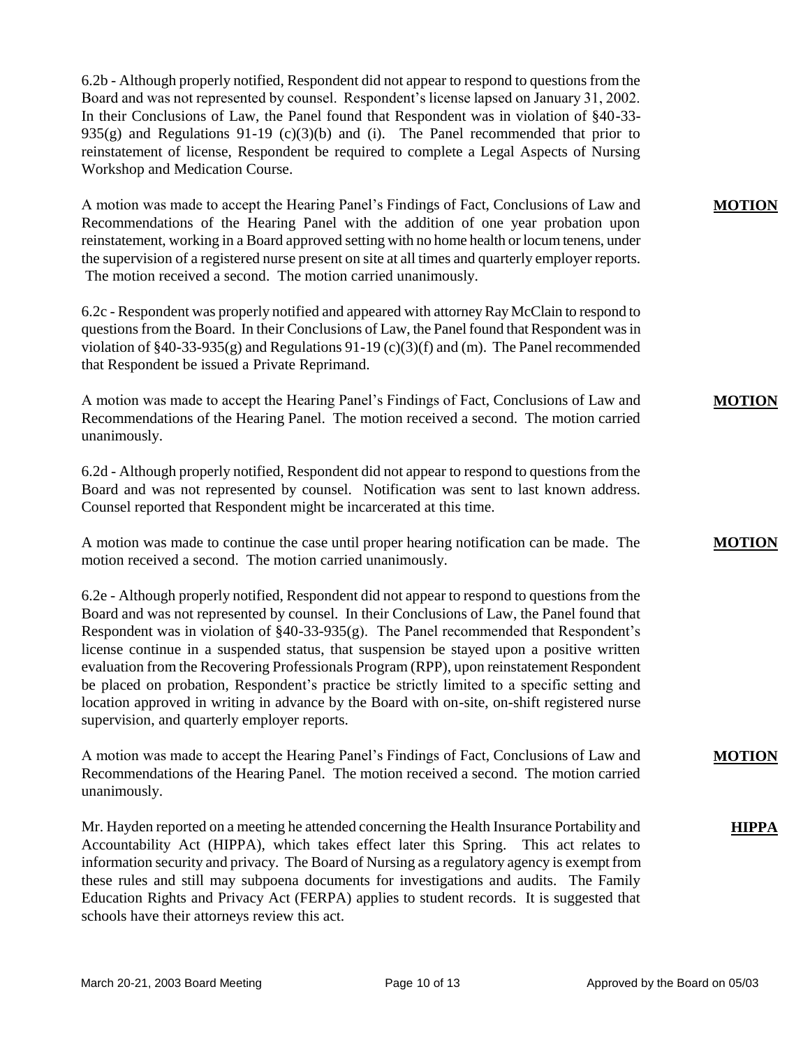6.2b - Although properly notified, Respondent did not appear to respond to questions from the Board and was not represented by counsel. Respondent's license lapsed on January 31, 2002. In their Conclusions of Law, the Panel found that Respondent was in violation of §40-33-935(g) and Regulations 91-19 (c)(3)(b) and (i). The Panel recommended that prior to reinstatement of license, Respondent be required to complete a Legal Aspects of Nursing Workshop and Medication Course.

**MOTION**

A motion was made to accept the Hearing Panel's Findings of Fact, Conclusions of Law and Recommendations of the Hearing Panel with the addition of one year probation upon reinstatement, working in a Board approved setting with no home health or locum tenens, under the supervision of a registered nurse present on site at all times and quarterly employer reports. The motion received a second. The motion carried unanimously.

6.2c - Respondent was properly notified and appeared with attorney Ray McClain to respond to questions from the Board. In their Conclusions of Law, the Panel found that Respondent was in violation of §40-33-935(g) and Regulations 91-19 (c)(3)(f) and (m). The Panel recommended that Respondent be issued a Private Reprimand.

**MOTION**

A motion was made to accept the Hearing Panel's Findings of Fact, Conclusions of Law and Recommendations of the Hearing Panel. The motion received a second. The motion carried unanimously.

6.2d - Although properly notified, Respondent did not appear to respond to questions from the Board and was not represented by counsel. Notification was sent to last known address. Counsel reported that Respondent might be incarcerated at this time.

**MOTION**

A motion was made to continue the case until proper hearing notification can be made. The motion received a second. The motion carried unanimously.

6.2e - Although properly notified, Respondent did not appear to respond to questions from the Board and was not represented by counsel. In their Conclusions of Law, the Panel found that Respondent was in violation of §40-33-935(g). The Panel recommended that Respondent's license continue in a suspended status, that suspension be stayed upon a positive written evaluation from the Recovering Professionals Program (RPP), upon reinstatement Respondent be placed on probation, Respondent's practice be strictly limited to a specific setting and location approved in writing in advance by the Board with on-site, on-shift registered nurse supervision, and quarterly employer reports.

**MOTION**

A motion was made to accept the Hearing Panel's Findings of Fact, Conclusions of Law and Recommendations of the Hearing Panel. The motion received a second. The motion carried unanimously.

**HIPPA**

Mr. Hayden reported on a meeting he attended concerning the Health Insurance Portability and Accountability Act (HIPPA), which takes effect later this Spring. This act relates to information security and privacy. The Board of Nursing as a regulatory agency is exempt from these rules and still may subpoena documents for investigations and audits. The Family Education Rights and Privacy Act (FERPA) applies to student records. It is suggested that schools have their attorneys review this act.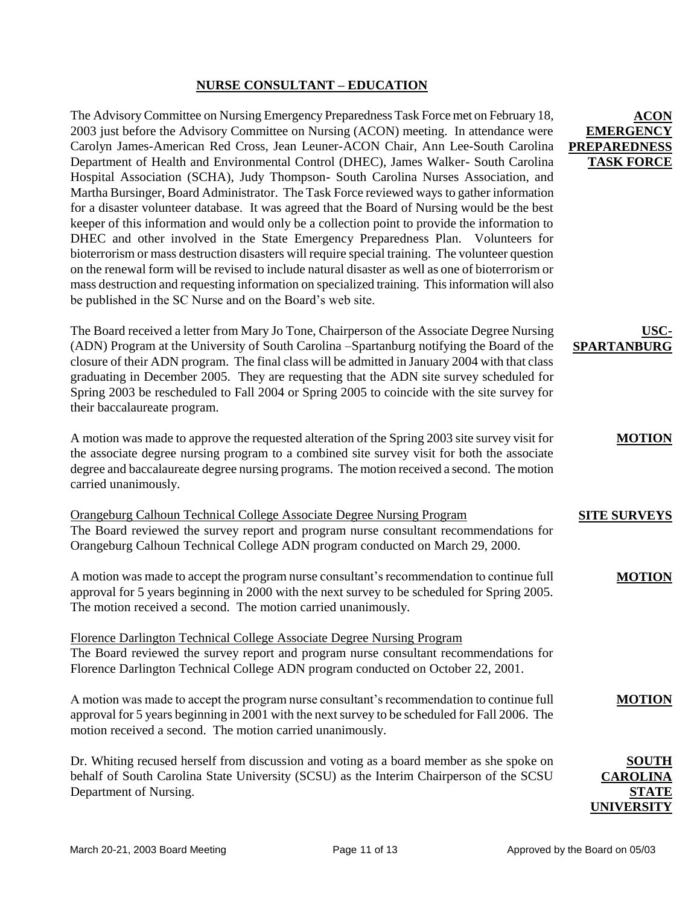## NURSE CONSULTANT – EDUCATION

**ACON EMERGENCY PREPAREDNESS TASK FORCE**

The Advisory Committee on Nursing Emergency Preparedness Task Force met on February 18, 2003 just before the Advisory Committee on Nursing (ACON) meeting. In attendance were Carolyn James-American Red Cross, Jean Leuner-ACON Chair, Ann Lee-South Carolina Department of Health and Environmental Control (DHEC), James Walker- South Carolina Hospital Association (SCHA), Judy Thompson- South Carolina Nurses Association, and Martha Bursinger, Board Administrator. The Task Force reviewed ways to gather information for a disaster volunteer database. It was agreed that the Board of Nursing would be the best keeper of this information and would only be a collection point to provide the information to DHEC and other involved in the State Emergency Preparedness Plan. Volunteers for bioterrorism or mass destruction disasters will require special training. The volunteer question on the renewal form will be revised to include natural disaster as well as one of bioterrorism or mass destruction and requesting information on specialized training. This information will also be published in the SC Nurse and on the Board's web site.

**USC-SPARTANBURG**

The Board received a letter from Mary Jo Tone, Chairperson of the Associate Degree Nursing (ADN) Program at the University of South Carolina –Spartanburg notifying the Board of the closure of their ADN program. The final class will be admitted in January 2004 with that class graduating in December 2005. They are requesting that the ADN site survey scheduled for Spring 2003 be rescheduled to Fall 2004 or Spring 2005 to coincide with the site survey for their baccalaureate program.

**MOTION**

A motion was made to approve the requested alteration of the Spring 2003 site survey visit for the associate degree nursing program to a combined site survey visit for both the associate degree and baccalaureate degree nursing programs. The motion received a second. The motion carried unanimously.

**SITE SURVEYS**

Orangeburg Calhoun Technical College Associate Degree Nursing Program

The Board reviewed the survey report and program nurse consultant recommendations for Orangeburg Calhoun Technical College ADN program conducted on March 29, 2000.

**MOTION**

A motion was made to accept the program nurse consultant's recommendation to continue full approval for 5 years beginning in 2000 with the next survey to be scheduled for Spring 2005. The motion received a second. The motion carried unanimously.

Florence Darlington Technical College Associate Degree Nursing Program

The Board reviewed the survey report and program nurse consultant recommendations for Florence Darlington Technical College ADN program conducted on October 22, 2001.

**MOTION**

A motion was made to accept the program nurse consultant's recommendation to continue full approval for 5 years beginning in 2001 with the next survey to be scheduled for Fall 2006. The motion received a second. The motion carried unanimously.

**SOUTH CAROLINA STATE UNIVERSITY**

Dr. Whiting recused herself from discussion and voting as a board member as she spoke on behalf of South Carolina State University (SCSU) as the Interim Chairperson of the SCSU Department of Nursing.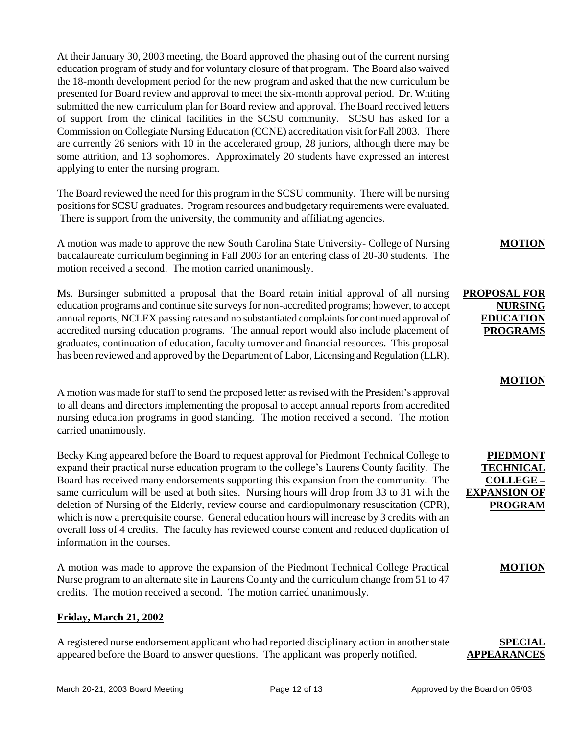At their January 30, 2003 meeting, the Board approved the phasing out of the current nursing education program of study and for voluntary closure of that program. The Board also waived the 18-month development period for the new program and asked that the new curriculum be presented for Board review and approval to meet the six-month approval period. Dr. Whiting submitted the new curriculum plan for Board review and approval. The Board received letters of support from the clinical facilities in the SCSU community. SCSU has asked for a Commission on Collegiate Nursing Education (CCNE) accreditation visit for Fall 2003. There are currently 26 seniors with 10 in the accelerated group, 28 juniors, although there may be some attrition, and 13 sophomores. Approximately 20 students have expressed an interest applying to enter the nursing program.

The Board reviewed the need for this program in the SCSU community. There will be nursing positions for SCSU graduates. Program resources and budgetary requirements were evaluated. There is support from the university, the community and affiliating agencies.

**MOTION**

A motion was made to approve the new South Carolina State University- College of Nursing baccalaureate curriculum beginning in Fall 2003 for an entering class of 20-30 students. The motion received a second. The motion carried unanimously.

**PROPOSAL FOR NURSING EDUCATION PROGRAMS**

Ms. Bursinger submitted a proposal that the Board retain initial approval of all nursing education programs and continue site surveys for non-accredited programs; however, to accept annual reports, NCLEX passing rates and no substantiated complaints for continued approval of accredited nursing education programs. The annual report would also include placement of graduates, continuation of education, faculty turnover and financial resources. This proposal has been reviewed and approved by the Department of Labor, Licensing and Regulation (LLR).

**MOTION**

A motion was made for staff to send the proposed letter as revised with the President's approval to all deans and directors implementing the proposal to accept annual reports from accredited nursing education programs in good standing. The motion received a second. The motion carried unanimously.

**PIEDMONT TECHNICAL COLLEGE – EXPANSION OF PROGRAM**

Becky King appeared before the Board to request approval for Piedmont Technical College to expand their practical nurse education program to the college's Laurens County facility. The Board has received many endorsements supporting this expansion from the community. The same curriculum will be used at both sites. Nursing hours will drop from 33 to 31 with the deletion of Nursing of the Elderly, review course and cardiopulmonary resuscitation (CPR), which is now a prerequisite course. General education hours will increase by 3 credits with an overall loss of 4 credits. The faculty has reviewed course content and reduced duplication of information in the courses.

**MOTION**

A motion was made to approve the expansion of the Piedmont Technical College Practical Nurse program to an alternate site in Laurens County and the curriculum change from 51 to 47 credits. The motion received a second. The motion carried unanimously.

**Friday, March 21, 2002**

**SPECIAL APPEARANCES**

A registered nurse endorsement applicant who had reported disciplinary action in another state appeared before the Board to answer questions. The applicant was properly notified.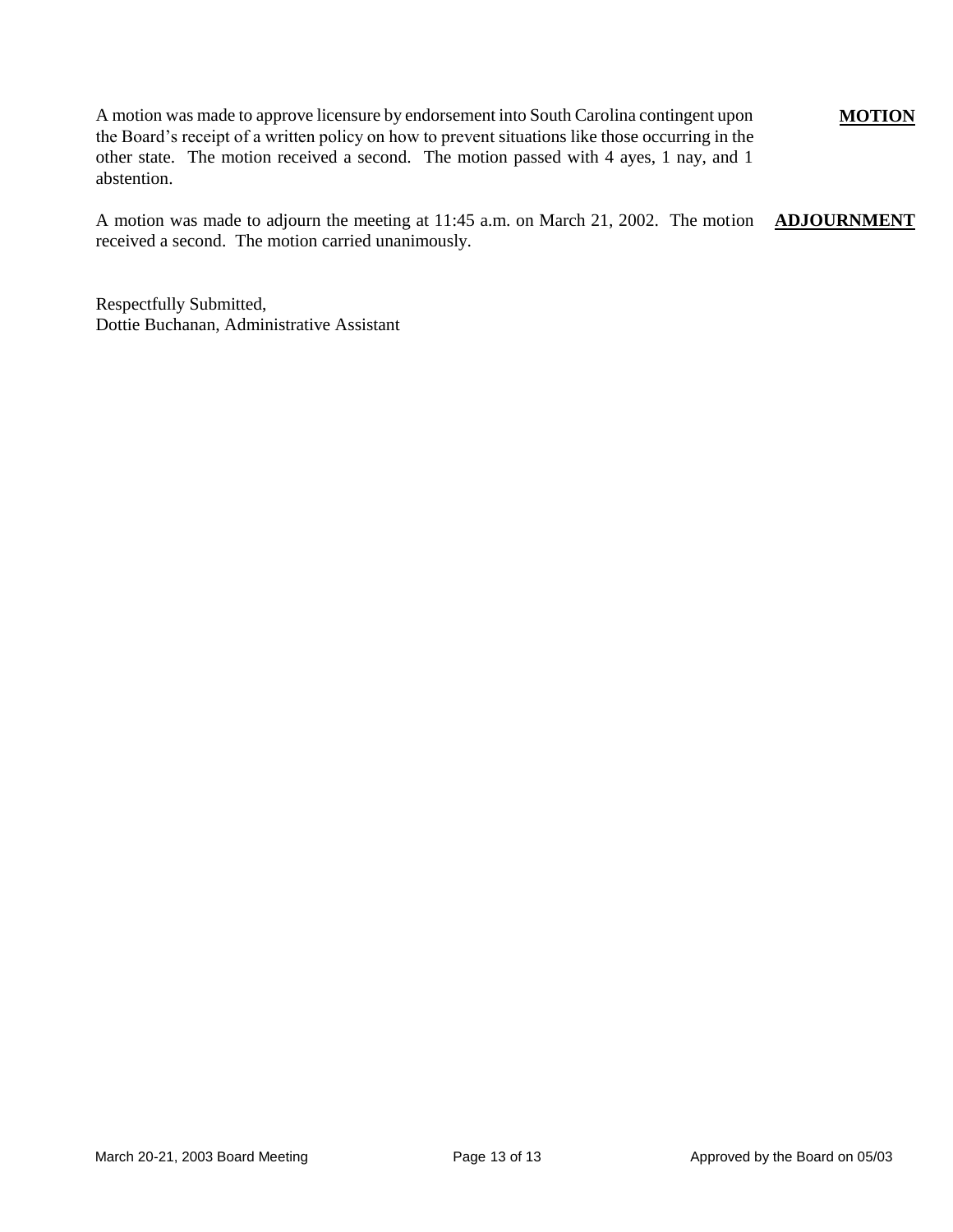A motion was made to approve licensure by endorsement into South Carolina contingent upon the Board's receipt of a written policy on how to prevent situations like those occurring in the other state. The motion received a second. The motion passed with 4 ayes, 1 nay, and 1 abstention.

**MOTION**

A motion was made to adjourn the meeting at 11:45 a.m. on March 21, 2002. The motion received a second. The motion carried unanimously.

**ADJOURNMENT**

Respectfully Submitted,
Dottie Buchanan, Administrative Assistant